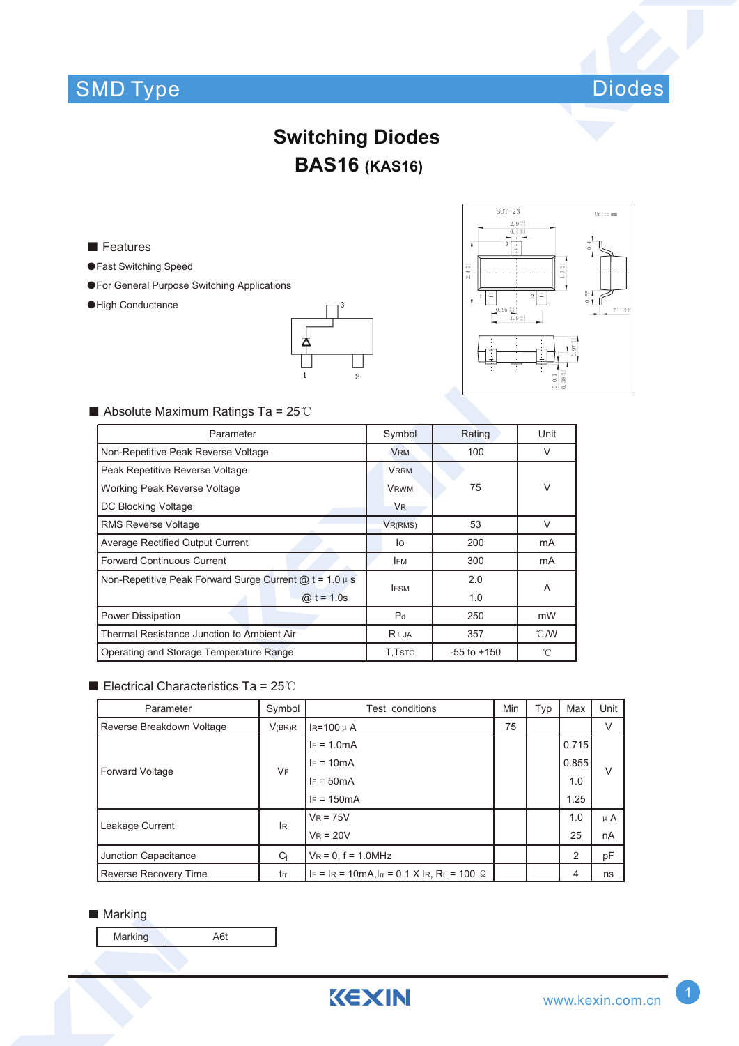SMD Type

Diodes

# Switching Diodes

# BAS16 (KAS16)

## ■ Features

- ●Fast Switching Speed
- ●For General Purpose Switching Applications
- ●High Conductance

## ■ Absolute Maximum Ratings Ta = 25℃

| Parameter | Symbol | Rating | Unit |
|---|---|---|---|
| Non-Repetitive Peak Reverse Voltage | $V_{RM}$ | 100 | V |
| Peak Repetitive Reverse Voltage<br>Working Peak Reverse Voltage<br>DC Blocking Voltage | $V_{RRM}$<br>$V_{RWM}$<br>$V_R$ | 75 | V |
| RMS Reverse Voltage | $V_{R(RMS)}$ | 53 | V |
| Average Rectified Output Current | $I_O$ | 200 | mA |
| Forward Continuous Current | $I_{FM}$ | 300 | mA |
| Non-Repetitive Peak Forward Surge Current @ t = 1.0 μ s<br>@ t = 1.0s | $I_{FSM}$ | 2.0<br>1.0 | A |
| Power Dissipation | $P_d$ | 250 | mW |
| Thermal Resistance Junction to Ambient Air | $R_{\theta JA}$ | 357 | ℃/W |
| Operating and Storage Temperature Range | $T_j, T_{STG}$ | -55 to +150 | ℃ |

## ■ Electrical Characteristics Ta = 25℃

| Parameter | Symbol | Test conditions | Min | Typ | Max | Unit |
|---|---|---|---|---|---|---|
| Reverse Breakdown Voltage | $V_{(BR)R}$ | $I_R$=100 μ A | 75 | | | V |
| Forward Voltage | $V_F$ | $I_F$ = 1.0mA<br>$I_F$ = 10mA<br>$I_F$ = 50mA<br>$I_F$ = 150mA | | | 0.715<br>0.855<br>1.0<br>1.25 | V |
| Leakage Current | $I_R$ | $V_R$ = 75V<br>$V_R$ = 20V | | | 1.0<br>25 | μ A<br>nA |
| Junction Capacitance | $C_j$ | $V_R$ = 0, f = 1.0MHz | | | 2 | pF |
| Reverse Recovery Time | $t_{rr}$ | $I_F$ = $I_R$ = 10mA, $I_{rr}$ = 0.1 X $I_R$, $R_L$ = 100 Ω | | | 4 | ns |

## ■ Marking

| Marking | A6t |
|---|---|

KEXIN www.kexin.com.cn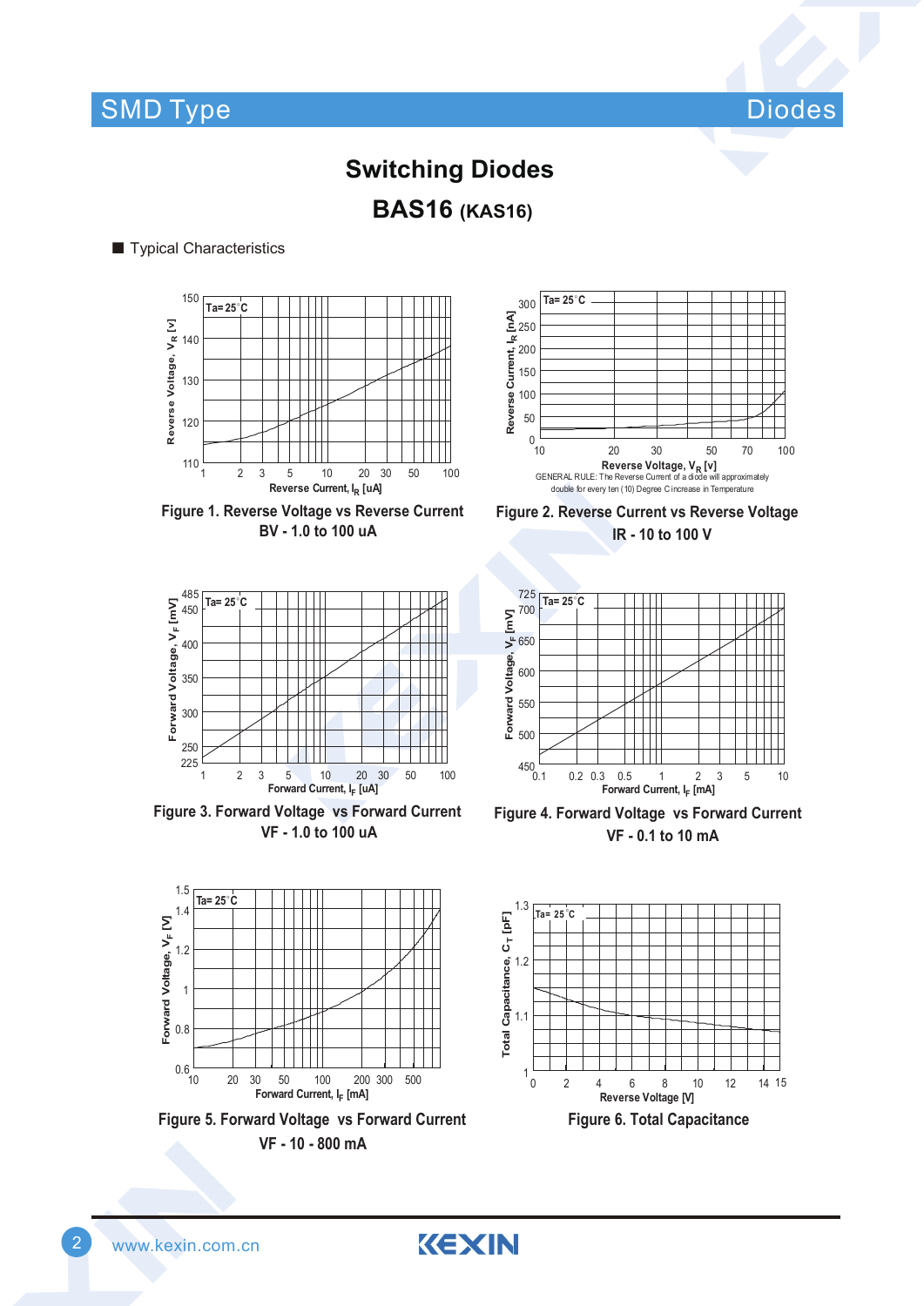# Switching Diodes

## BAS16 (KAS16)

■ Typical Characteristics

Figure 1. Reverse Voltage vs Reverse Current
BV - 1.0 to 100 uA

Figure 2. Reverse Current vs Reverse Voltage
IR - 10 to 100 V

GENERAL RULE: The Reverse Current of a diode will approximately double for every ten (10) Degree C increase in Temperature

Figure 3. Forward Voltage vs Forward Current
VF - 1.0 to 100 uA

Figure 4. Forward Voltage vs Forward Current
VF - 0.1 to 10 mA

Figure 5. Forward Voltage vs Forward Current
VF - 10 - 800 mA

Figure 6. Total Capacitance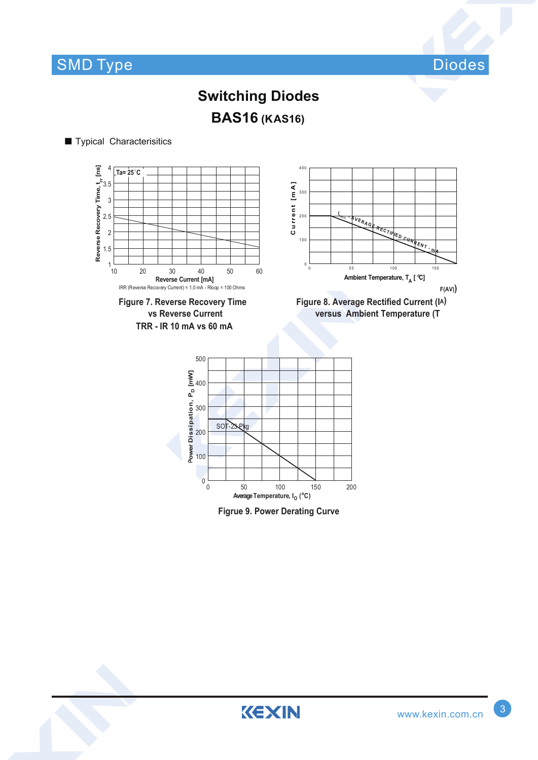## Switching Diodes

### BAS16 (KAS16)

■ Typical Characterisitics

Ta= 25°C

Reverse Recovery Time, $t_{rr}$ [ns]

4
3.5
3
2.5
2
1.5
1

10 20 30 40 50 60

Reverse Current [mA]

IRR (Reverse Recovery Current) = 1.0 mA - Rloop = 100 Ohms

**Figure 7. Reverse Recovery Time vs Reverse Current TRR - IR 10 mA vs 60 mA**

Current [mA]

400
300
200
100
0

0 50 100 150

$I_{F(AV)}$ - AVERAGE RECTIFIED CURRENT - mA

Ambient Temperature, $T_A$ [°C]

**Figure 8. Average Rectified Current ($I_{F(AV)}$) versus Ambient Temperature ($T_A$)**

Power Dissipation, $P_D$ [mW]

500
400
300
200
100
0

0 50 100 150 200

SOT-23 Pkg

Average Temperature, $I_O$ (°C)

**Figrue 9. Power Derating Curve**